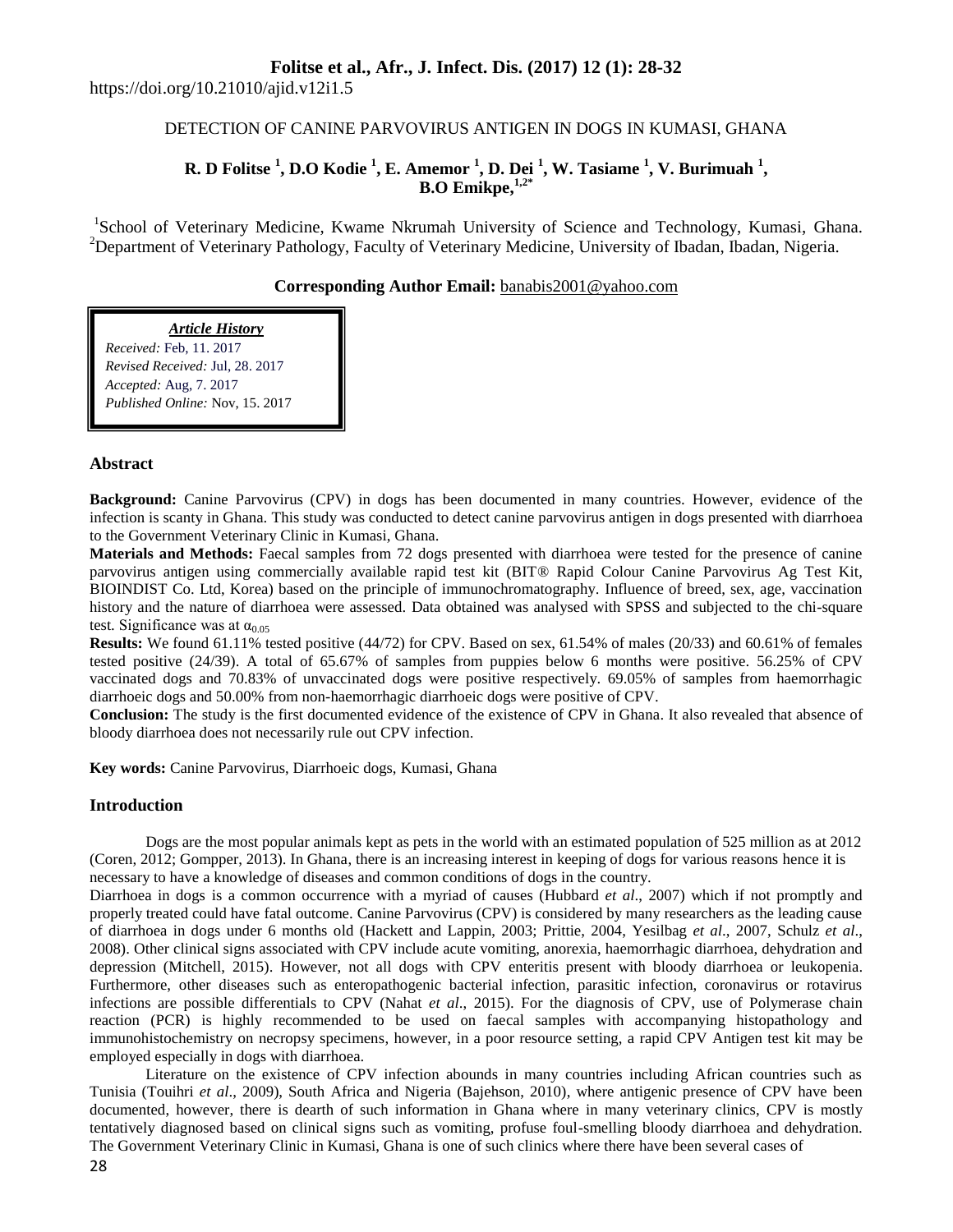https://doi.org/10.21010/ajid.v12i1.5

# DETECTION OF CANINE PARVOVIRUS ANTIGEN IN DOGS IN KUMASI, GHANA

**R. D Folitse [1], D.O Kodie [1], E. Amemor [1], D. Dei [1], W. Tasiame [1], V. Burimuah [1], B.O Emikpe,[1,2*]**

[1]School of Veterinary Medicine, Kwame Nkrumah University of Science and Technology, Kumasi, Ghana.
[2]Department of Veterinary Pathology, Faculty of Veterinary Medicine, University of Ibadan, Ibadan, Nigeria.

**Corresponding Author Email:** banabis2001@yahoo.com

***Article History***
*Received:* Feb, 11. 2017
*Revised Received:* Jul, 28. 2017
*Accepted:* Aug, 7. 2017
*Published Online:* Nov, 15. 2017

## Abstract

**Background:** Canine Parvovirus (CPV) in dogs has been documented in many countries. However, evidence of the infection is scanty in Ghana. This study was conducted to detect canine parvovirus antigen in dogs presented with diarrhoea to the Government Veterinary Clinic in Kumasi, Ghana.

**Materials and Methods:** Faecal samples from 72 dogs presented with diarrhoea were tested for the presence of canine parvovirus antigen using commercially available rapid test kit (BIT® Rapid Colour Canine Parvovirus Ag Test Kit, BIOINDIST Co. Ltd, Korea) based on the principle of immunochromatography. Influence of breed, sex, age, vaccination history and the nature of diarrhoea were assessed. Data obtained was analysed with SPSS and subjected to the chi-square test. Significance was at $\alpha_{0.05}$

**Results:** We found 61.11% tested positive (44/72) for CPV. Based on sex, 61.54% of males (20/33) and 60.61% of females tested positive (24/39). A total of 65.67% of samples from puppies below 6 months were positive. 56.25% of CPV vaccinated dogs and 70.83% of unvaccinated dogs were positive respectively. 69.05% of samples from haemorrhagic diarrhoeic dogs and 50.00% from non-haemorrhagic diarrhoeic dogs were positive of CPV.

**Conclusion:** The study is the first documented evidence of the existence of CPV in Ghana. It also revealed that absence of bloody diarrhoea does not necessarily rule out CPV infection.

**Key words:** Canine Parvovirus, Diarrhoeic dogs, Kumasi, Ghana

## Introduction

Dogs are the most popular animals kept as pets in the world with an estimated population of 525 million as at 2012 (Coren, 2012; Gompper, 2013). In Ghana, there is an increasing interest in keeping of dogs for various reasons hence it is necessary to have a knowledge of diseases and common conditions of dogs in the country.

Diarrhoea in dogs is a common occurrence with a myriad of causes (Hubbard *et al*., 2007) which if not promptly and properly treated could have fatal outcome. Canine Parvovirus (CPV) is considered by many researchers as the leading cause of diarrhoea in dogs under 6 months old (Hackett and Lappin, 2003; Prittie, 2004, Yesilbag *et al*., 2007, Schulz *et al*., 2008). Other clinical signs associated with CPV include acute vomiting, anorexia, haemorrhagic diarrhoea, dehydration and depression (Mitchell, 2015). However, not all dogs with CPV enteritis present with bloody diarrhoea or leukopenia. Furthermore, other diseases such as enteropathogenic bacterial infection, parasitic infection, coronavirus or rotavirus infections are possible differentials to CPV (Nahat *et al*., 2015). For the diagnosis of CPV, use of Polymerase chain reaction (PCR) is highly recommended to be used on faecal samples with accompanying histopathology and immunohistochemistry on necropsy specimens, however, in a poor resource setting, a rapid CPV Antigen test kit may be employed especially in dogs with diarrhoea.

Literature on the existence of CPV infection abounds in many countries including African countries such as Tunisia (Touihri *et al*., 2009), South Africa and Nigeria (Bajehson, 2010), where antigenic presence of CPV have been documented, however, there is dearth of such information in Ghana where in many veterinary clinics, CPV is mostly tentatively diagnosed based on clinical signs such as vomiting, profuse foul-smelling bloody diarrhoea and dehydration. The Government Veterinary Clinic in Kumasi, Ghana is one of such clinics where there have been several cases of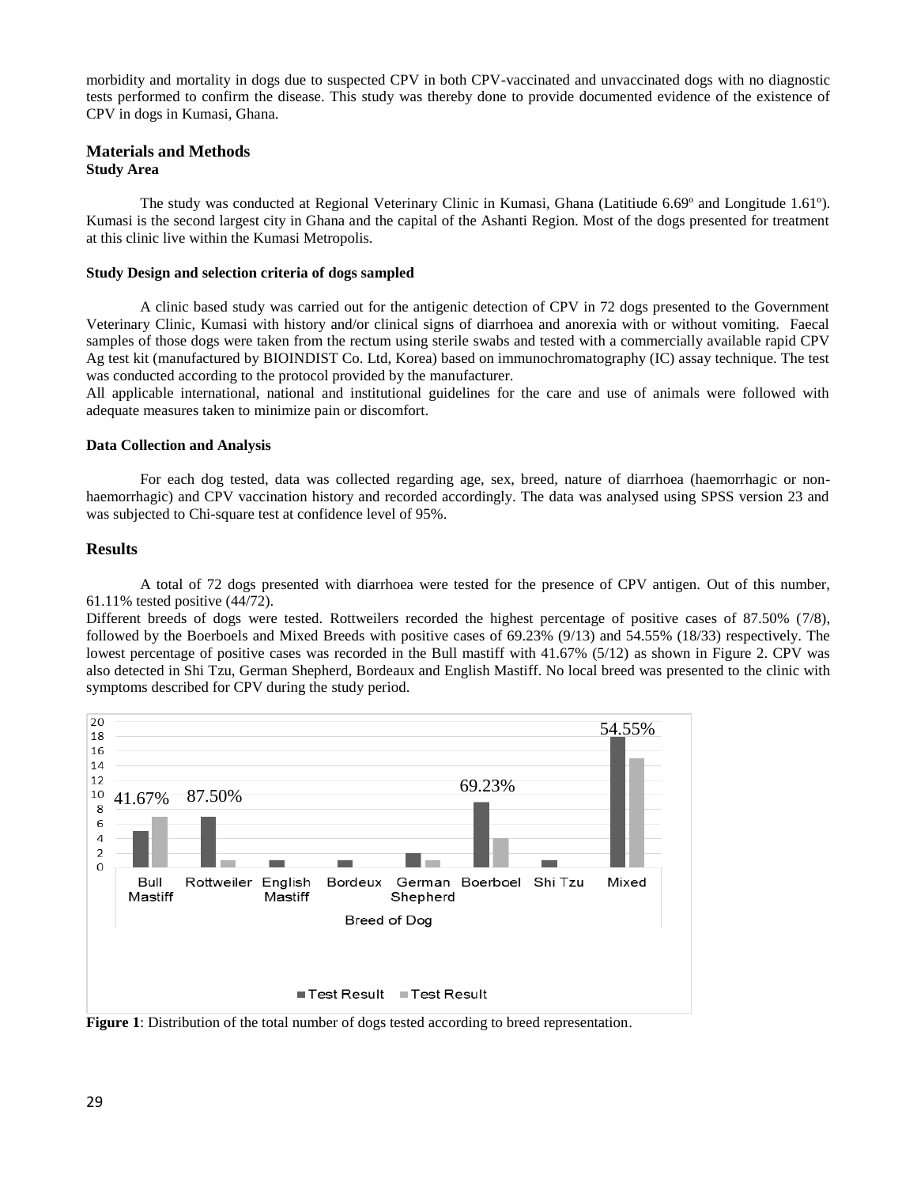morbidity and mortality in dogs due to suspected CPV in both CPV-vaccinated and unvaccinated dogs with no diagnostic tests performed to confirm the disease. This study was thereby done to provide documented evidence of the existence of CPV in dogs in Kumasi, Ghana.

## Materials and Methods

### Study Area

The study was conducted at Regional Veterinary Clinic in Kumasi, Ghana (Latitiude 6.69º and Longitude 1.61º). Kumasi is the second largest city in Ghana and the capital of the Ashanti Region. Most of the dogs presented for treatment at this clinic live within the Kumasi Metropolis.

### Study Design and selection criteria of dogs sampled

A clinic based study was carried out for the antigenic detection of CPV in 72 dogs presented to the Government Veterinary Clinic, Kumasi with history and/or clinical signs of diarrhoea and anorexia with or without vomiting. Faecal samples of those dogs were taken from the rectum using sterile swabs and tested with a commercially available rapid CPV Ag test kit (manufactured by BIOINDIST Co. Ltd, Korea) based on immunochromatography (IC) assay technique. The test was conducted according to the protocol provided by the manufacturer.

All applicable international, national and institutional guidelines for the care and use of animals were followed with adequate measures taken to minimize pain or discomfort.

### Data Collection and Analysis

For each dog tested, data was collected regarding age, sex, breed, nature of diarrhoea (haemorrhagic or non-haemorrhagic) and CPV vaccination history and recorded accordingly. The data was analysed using SPSS version 23 and was subjected to Chi-square test at confidence level of 95%.

## Results

A total of 72 dogs presented with diarrhoea were tested for the presence of CPV antigen. Out of this number, 61.11% tested positive (44/72).

Different breeds of dogs were tested. Rottweilers recorded the highest percentage of positive cases of 87.50% (7/8), followed by the Boerboels and Mixed Breeds with positive cases of 69.23% (9/13) and 54.55% (18/33) respectively. The lowest percentage of positive cases was recorded in the Bull mastiff with 41.67% (5/12) as shown in Figure 2. CPV was also detected in Shi Tzu, German Shepherd, Bordeaux and English Mastiff. No local breed was presented to the clinic with symptoms described for CPV during the study period.

**Figure 1**: Distribution of the total number of dogs tested according to breed representation.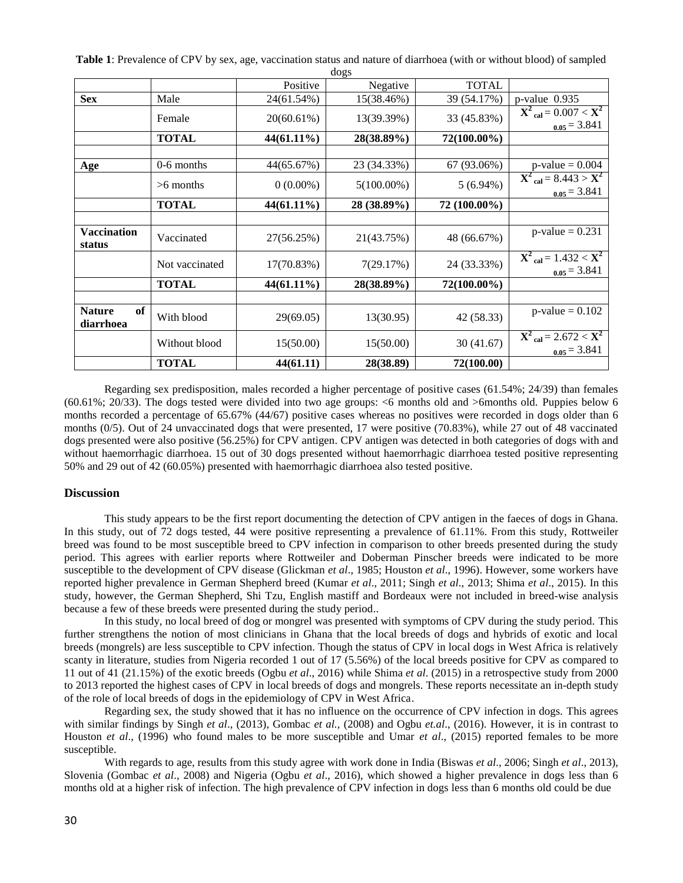**Table 1**: Prevalence of CPV by sex, age, vaccination status and nature of diarrhoea (with or without blood) of sampled dogs

| | | Positive | Negative | TOTAL | |
|---|---|---|---|---|---|
| **Sex** | Male | 24(61.54%) | 15(38.46%) | 39 (54.17%) | p-value 0.935 |
| | Female | 20(60.61%) | 13(39.39%) | 33 (45.83%) | $\mathbf{X}^2_{cal} = 0.007 < \mathbf{X}^2_{0.05} = 3.841$ |
| | **TOTAL** | **44(61.11%)** | **28(38.89%)** | **72(100.00%)** | |
| | | | | | |
| **Age** | 0-6 months | 44(65.67%) | 23 (34.33%) | 67 (93.06%) | p-value = 0.004 |
| | >6 months | 0 (0.00%) | 5(100.00%) | 5 (6.94%) | $\mathbf{X}^2_{cal} = 8.443 > \mathbf{X}^2_{0.05} = 3.841$ |
| | **TOTAL** | **44(61.11%)** | **28 (38.89%)** | **72 (100.00%)** | |
| | | | | | |
| **Vaccination status** | Vaccinated | 27(56.25%) | 21(43.75%) | 48 (66.67%) | p-value = 0.231 |
| | Not vaccinated | 17(70.83%) | 7(29.17%) | 24 (33.33%) | $\mathbf{X}^2_{cal} = 1.432 < \mathbf{X}^2_{0.05} = 3.841$ |
| | **TOTAL** | **44(61.11%)** | **28(38.89%)** | **72(100.00%)** | |
| | | | | | |
| **Nature of diarrhoea** | With blood | 29(69.05) | 13(30.95) | 42 (58.33) | p-value = 0.102 |
| | Without blood | 15(50.00) | 15(50.00) | 30 (41.67) | $\mathbf{X}^2_{cal} = 2.672 < \mathbf{X}^2_{0.05} = 3.841$ |
| | **TOTAL** | **44(61.11)** | **28(38.89)** | **72(100.00)** | |

Regarding sex predisposition, males recorded a higher percentage of positive cases (61.54%; 24/39) than females (60.61%; 20/33). The dogs tested were divided into two age groups: <6 months old and >6months old. Puppies below 6 months recorded a percentage of 65.67% (44/67) positive cases whereas no positives were recorded in dogs older than 6 months (0/5). Out of 24 unvaccinated dogs that were presented, 17 were positive (70.83%), while 27 out of 48 vaccinated dogs presented were also positive (56.25%) for CPV antigen. CPV antigen was detected in both categories of dogs with and without haemorrhagic diarrhoea. 15 out of 30 dogs presented without haemorrhagic diarrhoea tested positive representing 50% and 29 out of 42 (60.05%) presented with haemorrhagic diarrhoea also tested positive.

## Discussion

This study appears to be the first report documenting the detection of CPV antigen in the faeces of dogs in Ghana. In this study, out of 72 dogs tested, 44 were positive representing a prevalence of 61.11%. From this study, Rottweiler breed was found to be most susceptible breed to CPV infection in comparison to other breeds presented during the study period. This agrees with earlier reports where Rottweiler and Doberman Pinscher breeds were indicated to be more susceptible to the development of CPV disease (Glickman *et al*., 1985; Houston *et al*., 1996). However, some workers have reported higher prevalence in German Shepherd breed (Kumar *et al*., 2011; Singh *et al*., 2013; Shima *et al*., 2015). In this study, however, the German Shepherd, Shi Tzu, English mastiff and Bordeaux were not included in breed-wise analysis because a few of these breeds were presented during the study period..

In this study, no local breed of dog or mongrel was presented with symptoms of CPV during the study period. This further strengthens the notion of most clinicians in Ghana that the local breeds of dogs and hybrids of exotic and local breeds (mongrels) are less susceptible to CPV infection. Though the status of CPV in local dogs in West Africa is relatively scanty in literature, studies from Nigeria recorded 1 out of 17 (5.56%) of the local breeds positive for CPV as compared to 11 out of 41 (21.15%) of the exotic breeds (Ogbu *et al*., 2016) while Shima *et al*. (2015) in a retrospective study from 2000 to 2013 reported the highest cases of CPV in local breeds of dogs and mongrels. These reports necessitate an in-depth study of the role of local breeds of dogs in the epidemiology of CPV in West Africa.

Regarding sex, the study showed that it has no influence on the occurrence of CPV infection in dogs. This agrees with similar findings by Singh *et al*., (2013), Gombac *et al.*, (2008) and Ogbu *et.al*., (2016). However, it is in contrast to Houston *et al*., (1996) who found males to be more susceptible and Umar *et al*., (2015) reported females to be more susceptible.

With regards to age, results from this study agree with work done in India (Biswas *et al*., 2006; Singh *et al*., 2013), Slovenia (Gombac *et al*., 2008) and Nigeria (Ogbu *et al*., 2016), which showed a higher prevalence in dogs less than 6 months old at a higher risk of infection. The high prevalence of CPV infection in dogs less than 6 months old could be due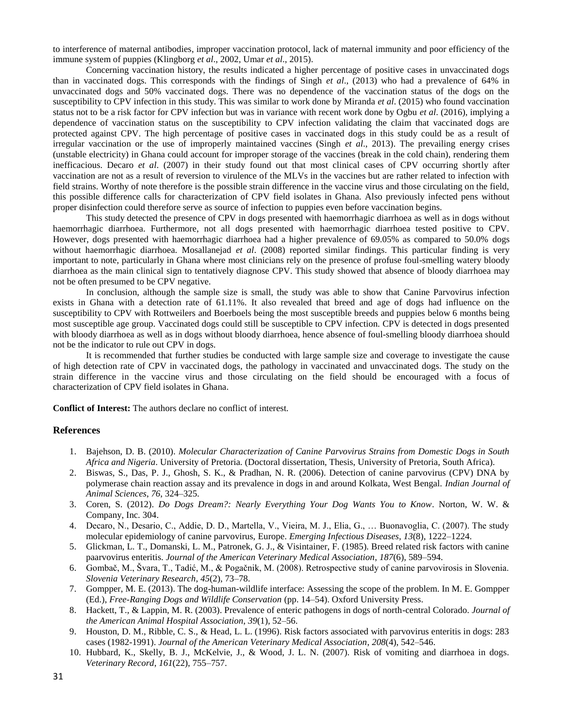to interference of maternal antibodies, improper vaccination protocol, lack of maternal immunity and poor efficiency of the immune system of puppies (Klingborg *et al*., 2002, Umar *et al*., 2015).

Concerning vaccination history, the results indicated a higher percentage of positive cases in unvaccinated dogs than in vaccinated dogs. This corresponds with the findings of Singh *et al*., (2013) who had a prevalence of 64% in unvaccinated dogs and 50% vaccinated dogs. There was no dependence of the vaccination status of the dogs on the susceptibility to CPV infection in this study. This was similar to work done by Miranda *et al*. (2015) who found vaccination status not to be a risk factor for CPV infection but was in variance with recent work done by Ogbu *et al*. (2016), implying a dependence of vaccination status on the susceptibility to CPV infection validating the claim that vaccinated dogs are protected against CPV. The high percentage of positive cases in vaccinated dogs in this study could be as a result of irregular vaccination or the use of improperly maintained vaccines (Singh *et al*., 2013). The prevailing energy crises (unstable electricity) in Ghana could account for improper storage of the vaccines (break in the cold chain), rendering them inefficacious. Decaro *et al*. (2007) in their study found out that most clinical cases of CPV occurring shortly after vaccination are not as a result of reversion to virulence of the MLVs in the vaccines but are rather related to infection with field strains. Worthy of note therefore is the possible strain difference in the vaccine virus and those circulating on the field, this possible difference calls for characterization of CPV field isolates in Ghana. Also previously infected pens without proper disinfection could therefore serve as source of infection to puppies even before vaccination begins.

This study detected the presence of CPV in dogs presented with haemorrhagic diarrhoea as well as in dogs without haemorrhagic diarrhoea. Furthermore, not all dogs presented with haemorrhagic diarrhoea tested positive to CPV. However, dogs presented with haemorrhagic diarrhoea had a higher prevalence of 69.05% as compared to 50.0% dogs without haemorrhagic diarrhoea. Mosallanejad *et al*. (2008) reported similar findings. This particular finding is very important to note, particularly in Ghana where most clinicians rely on the presence of profuse foul-smelling watery bloody diarrhoea as the main clinical sign to tentatively diagnose CPV. This study showed that absence of bloody diarrhoea may not be often presumed to be CPV negative.

In conclusion, although the sample size is small, the study was able to show that Canine Parvovirus infection exists in Ghana with a detection rate of 61.11%. It also revealed that breed and age of dogs had influence on the susceptibility to CPV with Rottweilers and Boerboels being the most susceptible breeds and puppies below 6 months being most susceptible age group. Vaccinated dogs could still be susceptible to CPV infection. CPV is detected in dogs presented with bloody diarrhoea as well as in dogs without bloody diarrhoea, hence absence of foul-smelling bloody diarrhoea should not be the indicator to rule out CPV in dogs.

It is recommended that further studies be conducted with large sample size and coverage to investigate the cause of high detection rate of CPV in vaccinated dogs, the pathology in vaccinated and unvaccinated dogs. The study on the strain difference in the vaccine virus and those circulating on the field should be encouraged with a focus of characterization of CPV field isolates in Ghana.

**Conflict of Interest:** The authors declare no conflict of interest.

## References

1. Bajehson, D. B. (2010). *Molecular Characterization of Canine Parvovirus Strains from Domestic Dogs in South Africa and Nigeria*. University of Pretoria. (Doctoral dissertation, Thesis, University of Pretoria, South Africa).
2. Biswas, S., Das, P. J., Ghosh, S. K., & Pradhan, N. R. (2006). Detection of canine parvovirus (CPV) DNA by polymerase chain reaction assay and its prevalence in dogs in and around Kolkata, West Bengal. *Indian Journal of Animal Sciences*, *76*, 324–325.
3. Coren, S. (2012). *Do Dogs Dream?: Nearly Everything Your Dog Wants You to Know*. Norton, W. W. & Company, Inc. 304.
4. Decaro, N., Desario, C., Addie, D. D., Martella, V., Vieira, M. J., Elia, G., … Buonavoglia, C. (2007). The study molecular epidemiology of canine parvovirus, Europe. *Emerging Infectious Diseases*, *13*(8), 1222–1224.
5. Glickman, L. T., Domanski, L. M., Patronek, G. J., & Visintainer, F. (1985). Breed related risk factors with canine paarvovirus enteritis. *Journal of the American Veterinary Medical Association*, *187*(6), 589–594.
6. Gombač, M., Švara, T., Tadić, M., & Pogačnik, M. (2008). Retrospective study of canine parvovirosis in Slovenia. *Slovenia Veterinary Research*, *45*(2), 73–78.
7. Gompper, M. E. (2013). The dog-human-wildlife interface: Assessing the scope of the problem. In M. E. Gompper (Ed.), *Free-Ranging Dogs and Wildlife Conservation* (pp. 14–54). Oxford University Press.
8. Hackett, T., & Lappin, M. R. (2003). Prevalence of enteric pathogens in dogs of north-central Colorado. *Journal of the American Animal Hospital Association*, *39*(1), 52–56.
9. Houston, D. M., Ribble, C. S., & Head, L. L. (1996). Risk factors associated with parvovirus enteritis in dogs: 283 cases (1982-1991). *Journal of the American Veterinary Medical Association*, *208*(4), 542–546.
10. Hubbard, K., Skelly, B. J., McKelvie, J., & Wood, J. L. N. (2007). Risk of vomiting and diarrhoea in dogs. *Veterinary Record*, *161*(22), 755–757.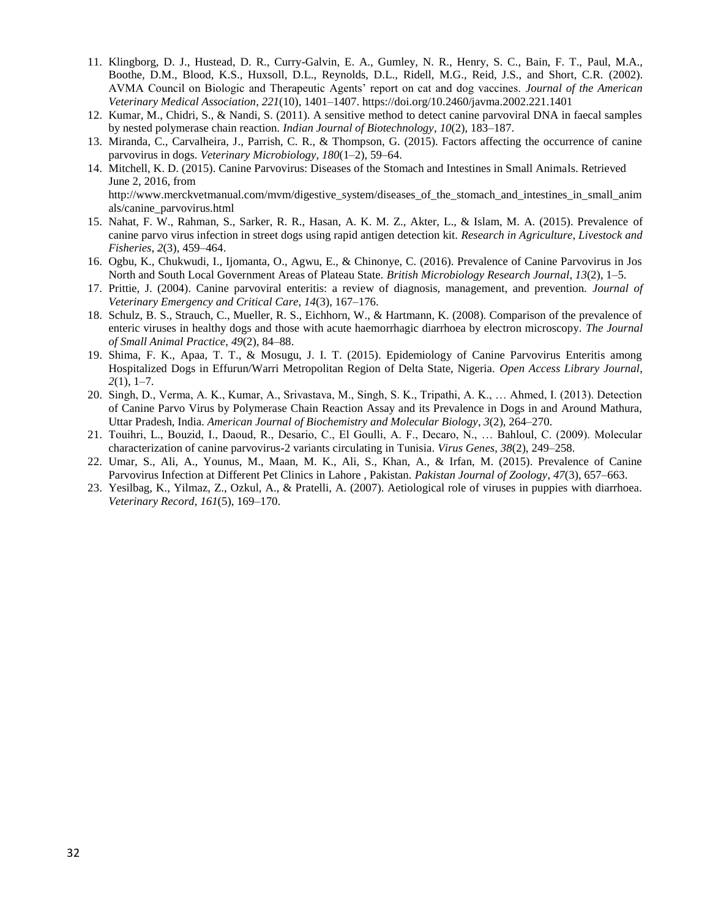11. Klingborg, D. J., Hustead, D. R., Curry-Galvin, E. A., Gumley, N. R., Henry, S. C., Bain, F. T., Paul, M.A., Boothe, D.M., Blood, K.S., Huxsoll, D.L., Reynolds, D.L., Ridell, M.G., Reid, J.S., and Short, C.R. (2002). AVMA Council on Biologic and Therapeutic Agents' report on cat and dog vaccines. *Journal of the American Veterinary Medical Association*, *221*(10), 1401–1407. https://doi.org/10.2460/javma.2002.221.1401
12. Kumar, M., Chidri, S., & Nandi, S. (2011). A sensitive method to detect canine parvoviral DNA in faecal samples by nested polymerase chain reaction. *Indian Journal of Biotechnology*, *10*(2), 183–187.
13. Miranda, C., Carvalheira, J., Parrish, C. R., & Thompson, G. (2015). Factors affecting the occurrence of canine parvovirus in dogs. *Veterinary Microbiology*, *180*(1–2), 59–64.
14. Mitchell, K. D. (2015). Canine Parvovirus: Diseases of the Stomach and Intestines in Small Animals. Retrieved June 2, 2016, from http://www.merckvetmanual.com/mvm/digestive_system/diseases_of_the_stomach_and_intestines_in_small_animals/canine_parvovirus.html
15. Nahat, F. W., Rahman, S., Sarker, R. R., Hasan, A. K. M. Z., Akter, L., & Islam, M. A. (2015). Prevalence of canine parvo virus infection in street dogs using rapid antigen detection kit. *Research in Agriculture, Livestock and Fisheries*, *2*(3), 459–464.
16. Ogbu, K., Chukwudi, I., Ijomanta, O., Agwu, E., & Chinonye, C. (2016). Prevalence of Canine Parvovirus in Jos North and South Local Government Areas of Plateau State. *British Microbiology Research Journal*, *13*(2), 1–5.
17. Prittie, J. (2004). Canine parvoviral enteritis: a review of diagnosis, management, and prevention. *Journal of Veterinary Emergency and Critical Care*, *14*(3), 167–176.
18. Schulz, B. S., Strauch, C., Mueller, R. S., Eichhorn, W., & Hartmann, K. (2008). Comparison of the prevalence of enteric viruses in healthy dogs and those with acute haemorrhagic diarrhoea by electron microscopy. *The Journal of Small Animal Practice*, *49*(2), 84–88.
19. Shima, F. K., Apaa, T. T., & Mosugu, J. I. T. (2015). Epidemiology of Canine Parvovirus Enteritis among Hospitalized Dogs in Effurun/Warri Metropolitan Region of Delta State, Nigeria. *Open Access Library Journal*, *2*(1), 1–7.
20. Singh, D., Verma, A. K., Kumar, A., Srivastava, M., Singh, S. K., Tripathi, A. K., … Ahmed, I. (2013). Detection of Canine Parvo Virus by Polymerase Chain Reaction Assay and its Prevalence in Dogs in and Around Mathura, Uttar Pradesh, India. *American Journal of Biochemistry and Molecular Biology*, *3*(2), 264–270.
21. Touihri, L., Bouzid, I., Daoud, R., Desario, C., El Goulli, A. F., Decaro, N., … Bahloul, C. (2009). Molecular characterization of canine parvovirus-2 variants circulating in Tunisia. *Virus Genes*, *38*(2), 249–258.
22. Umar, S., Ali, A., Younus, M., Maan, M. K., Ali, S., Khan, A., & Irfan, M. (2015). Prevalence of Canine Parvovirus Infection at Different Pet Clinics in Lahore , Pakistan. *Pakistan Journal of Zoology*, *47*(3), 657–663.
23. Yesilbag, K., Yilmaz, Z., Ozkul, A., & Pratelli, A. (2007). Aetiological role of viruses in puppies with diarrhoea. *Veterinary Record*, *161*(5), 169–170.